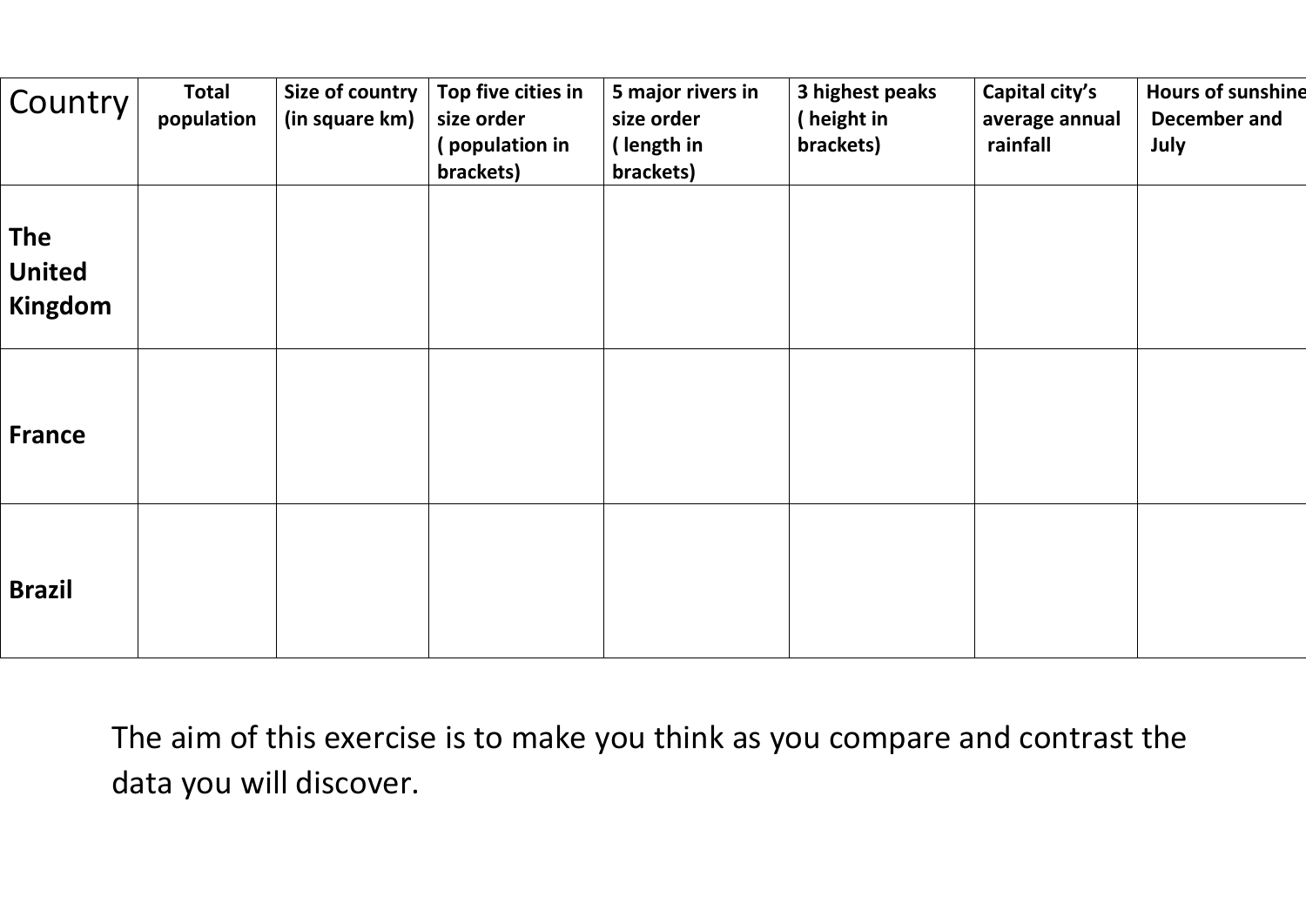| Country | Total population | Size of country (in square km) | Top five cities in size order ( population in brackets) | 5 major rivers in size order ( length in brackets) | 3 highest peaks ( height in brackets) | Capital city's average annual rainfall | Hours of sunshine December and July |
|---|---|---|---|---|---|---|---|
| **The United Kingdom** | | | | | | | |
| **France** | | | | | | | |
| **Brazil** | | | | | | | |

The aim of this exercise is to make you think as you compare and contrast the data you will discover.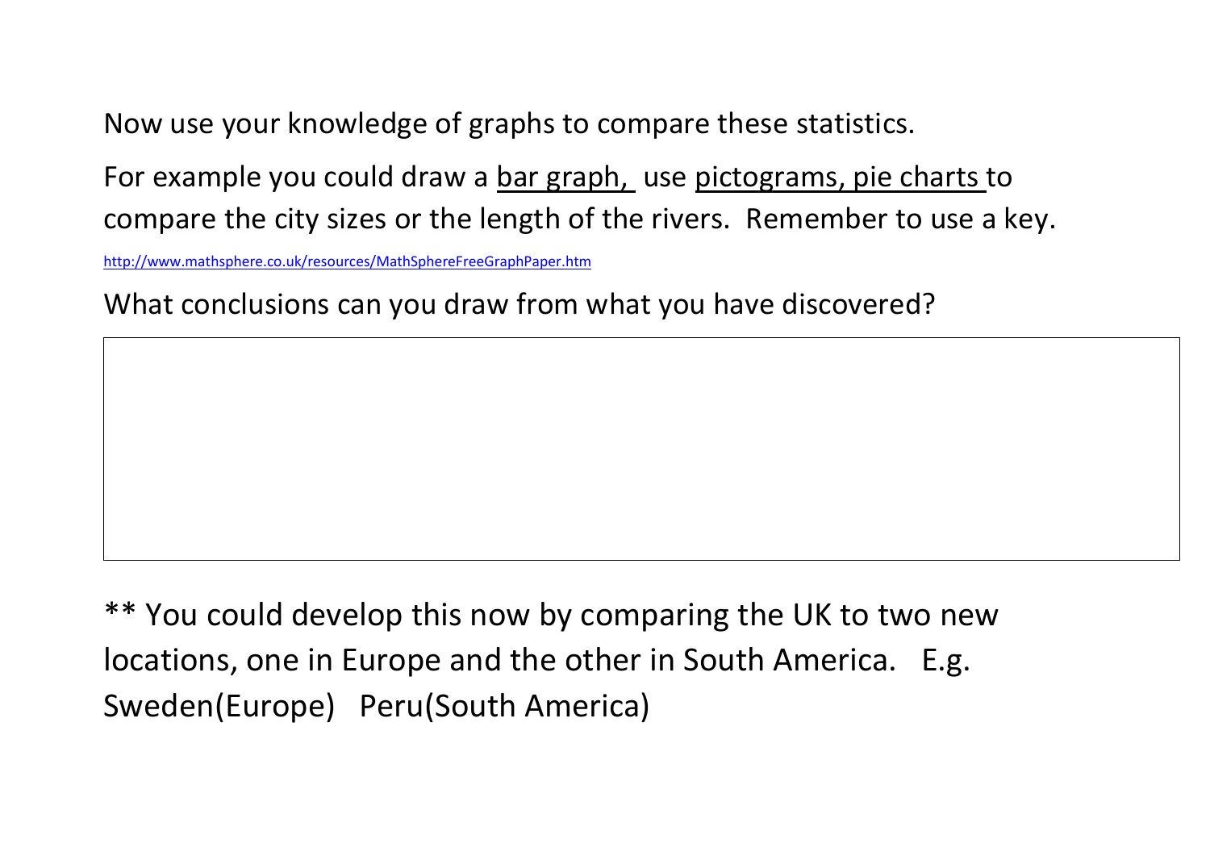Now use your knowledge of graphs to compare these statistics.

For example you could draw a <u>bar graph,</u> use <u>pictograms, pie charts</u> to compare the city sizes or the length of the rivers. Remember to use a key.

http://www.mathsphere.co.uk/resources/MathSphereFreeGraphPaper.htm

What conclusions can you draw from what you have discovered?

|   |
|---|
|   |

** You could develop this now by comparing the UK to two new locations, one in Europe and the other in South America. E.g. Sweden(Europe) Peru(South America)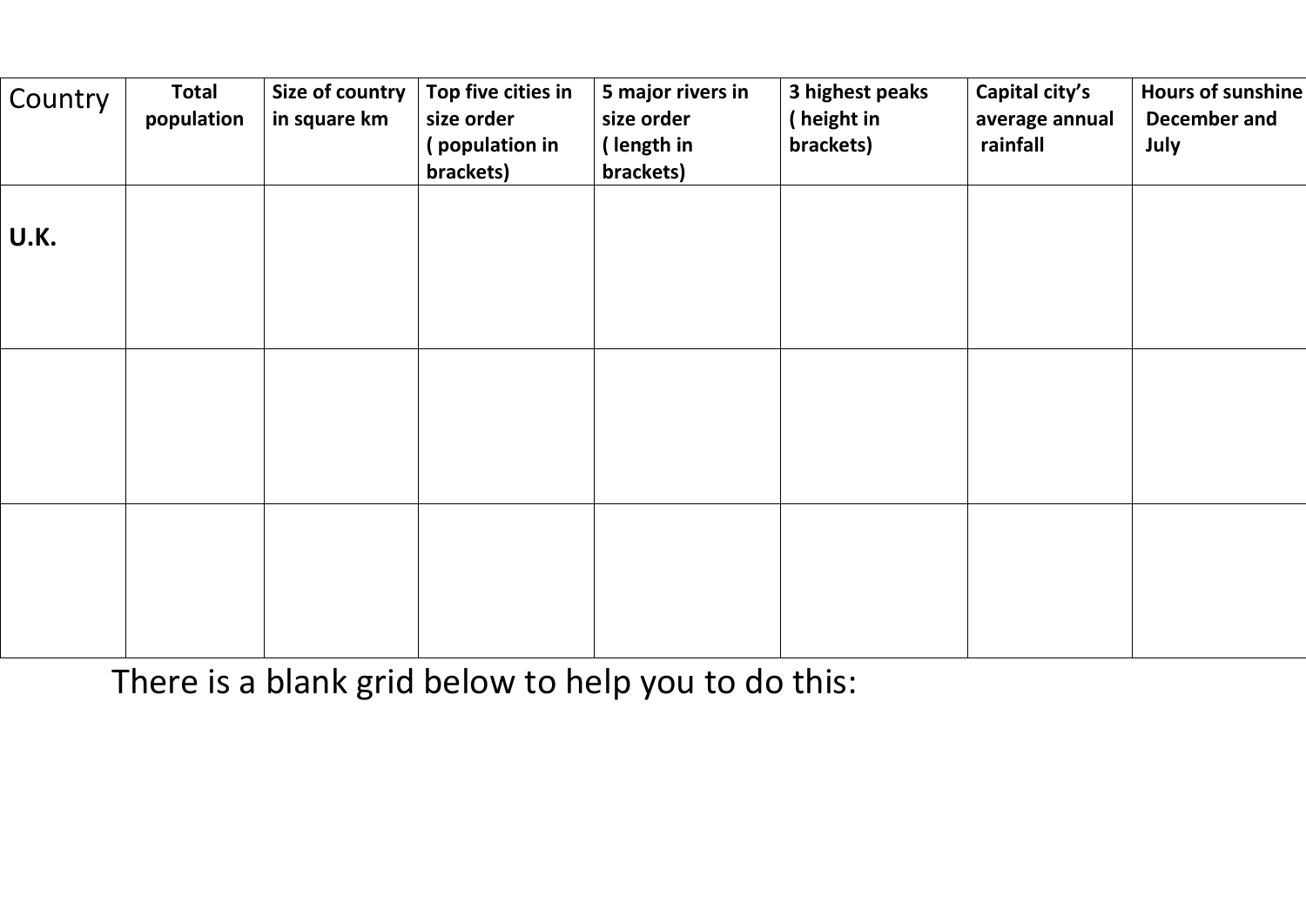| Country | Total population | Size of country in square km | Top five cities in size order ( population in brackets) | 5 major rivers in size order ( length in brackets) | 3 highest peaks ( height in brackets) | Capital city's average annual rainfall | Hours of sunshine December and July |
|---|---|---|---|---|---|---|---|
| **U.K.** | | | | | | | |
| | | | | | | | |
| | | | | | | | |

There is a blank grid below to help you to do this: